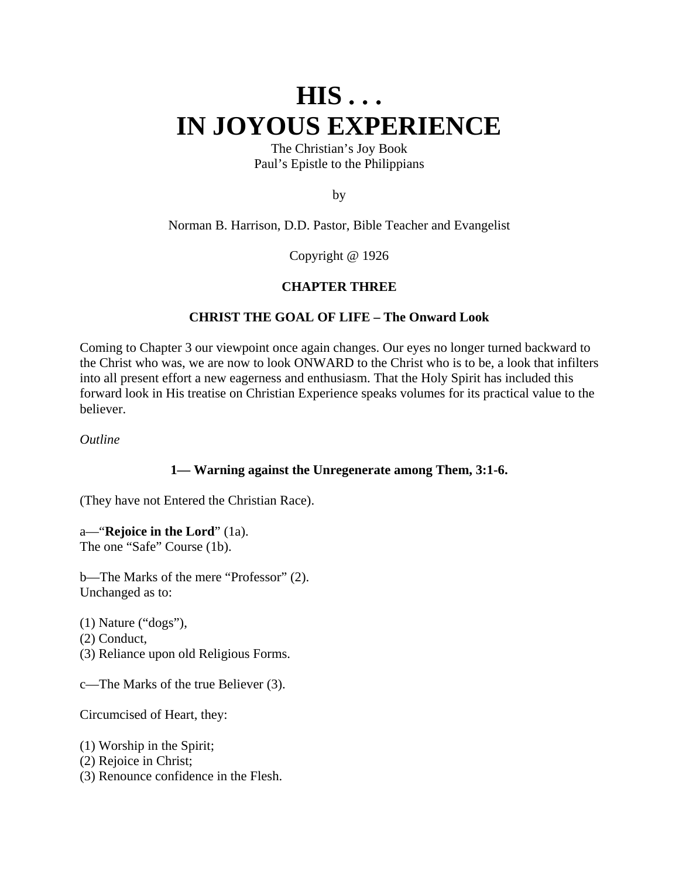# HIS . . .
# IN JOYOUS EXPERIENCE

The Christian's Joy Book
Paul's Epistle to the Philippians

by

Norman B. Harrison, D.D. Pastor, Bible Teacher and Evangelist

Copyright @ 1926

## CHAPTER THREE

### CHRIST THE GOAL OF LIFE – The Onward Look

Coming to Chapter 3 our viewpoint once again changes. Our eyes no longer turned backward to the Christ who was, we are now to look ONWARD to the Christ who is to be, a look that infilters into all present effort a new eagerness and enthusiasm. That the Holy Spirit has included this forward look in His treatise on Christian Experience speaks volumes for its practical value to the believer.

*Outline*

#### 1— Warning against the Unregenerate among Them, 3:1-6.

(They have not Entered the Christian Race).

a—"**Rejoice in the Lord**" (1a).
The one "Safe" Course (1b).

b—The Marks of the mere "Professor" (2).
Unchanged as to:

(1) Nature ("dogs"),
(2) Conduct,
(3) Reliance upon old Religious Forms.

c—The Marks of the true Believer (3).

Circumcised of Heart, they:

(1) Worship in the Spirit;
(2) Rejoice in Christ;
(3) Renounce confidence in the Flesh.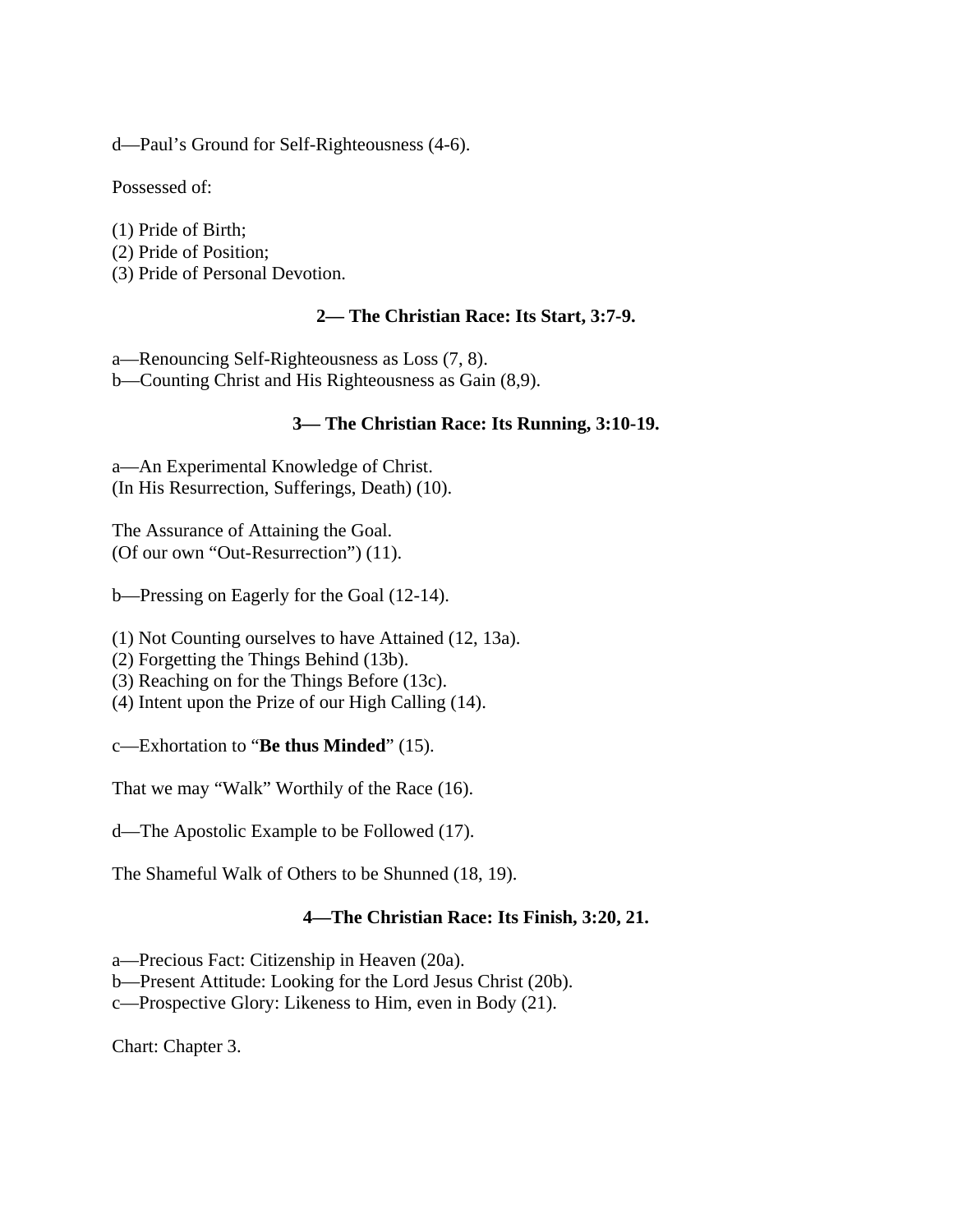d—Paul's Ground for Self-Righteousness (4-6).

Possessed of:

(1) Pride of Birth;
(2) Pride of Position;
(3) Pride of Personal Devotion.

### 2— The Christian Race: Its Start, 3:7-9.

a—Renouncing Self-Righteousness as Loss (7, 8).
b—Counting Christ and His Righteousness as Gain (8,9).

### 3— The Christian Race: Its Running, 3:10-19.

a—An Experimental Knowledge of Christ.
(In His Resurrection, Sufferings, Death) (10).

The Assurance of Attaining the Goal.
(Of our own "Out-Resurrection") (11).

b—Pressing on Eagerly for the Goal (12-14).

(1) Not Counting ourselves to have Attained (12, 13a).
(2) Forgetting the Things Behind (13b).
(3) Reaching on for the Things Before (13c).
(4) Intent upon the Prize of our High Calling (14).

c—Exhortation to "**Be thus Minded**" (15).

That we may "Walk" Worthily of the Race (16).

d—The Apostolic Example to be Followed (17).

The Shameful Walk of Others to be Shunned (18, 19).

### 4—The Christian Race: Its Finish, 3:20, 21.

a—Precious Fact: Citizenship in Heaven (20a).
b—Present Attitude: Looking for the Lord Jesus Christ (20b).
c—Prospective Glory: Likeness to Him, even in Body (21).

Chart: Chapter 3.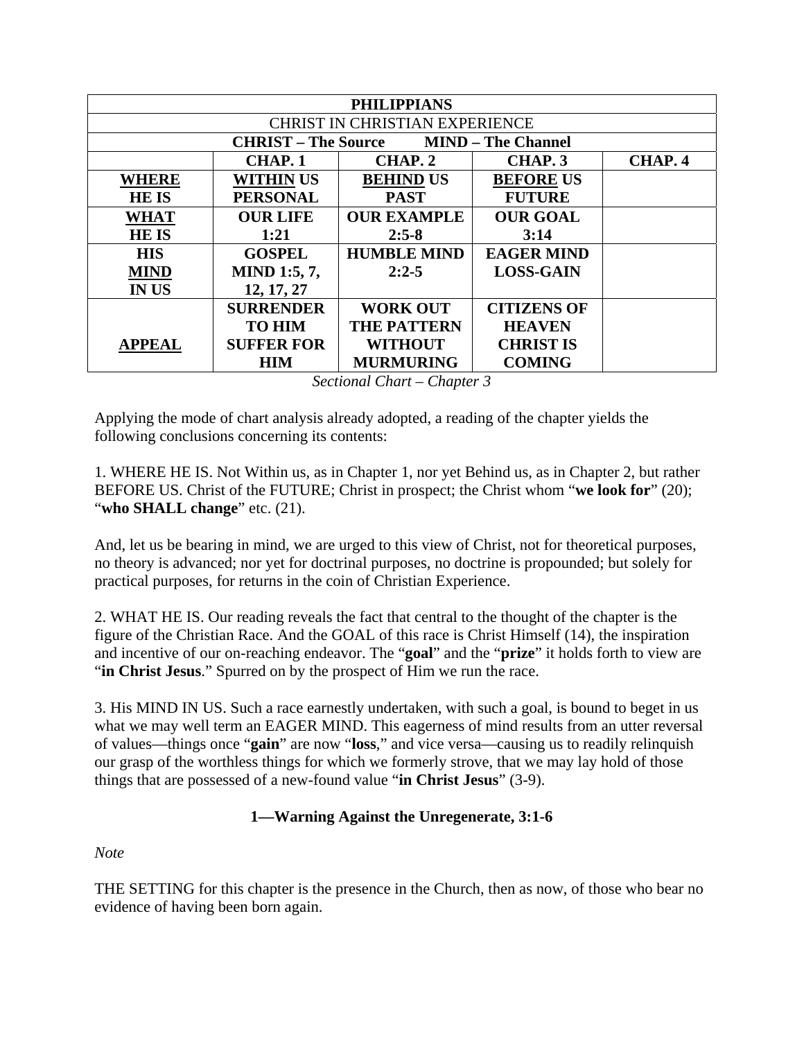| **PHILIPPIANS** | | | | |
|---|---|---|---|---|
| CHRIST IN CHRISTIAN EXPERIENCE | | | | |
| **CHRIST – The Source MIND – The Channel** | | | | |
| | **CHAP. 1** | **CHAP. 2** | **CHAP. 3** | **CHAP. 4** |
| **WHERE HE IS** | **WITHIN US PERSONAL** | **BEHIND US PAST** | **BEFORE US FUTURE** | |
| **WHAT HE IS** | **OUR LIFE 1:21** | **OUR EXAMPLE 2:5-8** | **OUR GOAL 3:14** | |
| **HIS MIND IN US** | **GOSPEL MIND 1:5, 7, 12, 17, 27** | **HUMBLE MIND 2:2-5** | **EAGER MIND LOSS-GAIN** | |
| **APPEAL** | **SURRENDER TO HIM SUFFER FOR HIM** | **WORK OUT THE PATTERN WITHOUT MURMURING** | **CITIZENS OF HEAVEN CHRIST IS COMING** | |

*Sectional Chart – Chapter 3*

Applying the mode of chart analysis already adopted, a reading of the chapter yields the following conclusions concerning its contents:

1. WHERE HE IS. Not Within us, as in Chapter 1, nor yet Behind us, as in Chapter 2, but rather BEFORE US. Christ of the FUTURE; Christ in prospect; the Christ whom "**we look for**" (20); "**who SHALL change**" etc. (21).

And, let us be bearing in mind, we are urged to this view of Christ, not for theoretical purposes, no theory is advanced; nor yet for doctrinal purposes, no doctrine is propounded; but solely for practical purposes, for returns in the coin of Christian Experience.

2. WHAT HE IS. Our reading reveals the fact that central to the thought of the chapter is the figure of the Christian Race. And the GOAL of this race is Christ Himself (14), the inspiration and incentive of our on-reaching endeavor. The "**goal**" and the "**prize**" it holds forth to view are "**in Christ Jesus**." Spurred on by the prospect of Him we run the race.

3. His MIND IN US. Such a race earnestly undertaken, with such a goal, is bound to beget in us what we may well term an EAGER MIND. This eagerness of mind results from an utter reversal of values—things once "**gain**" are now "**loss**," and vice versa—causing us to readily relinquish our grasp of the worthless things for which we formerly strove, that we may lay hold of those things that are possessed of a new-found value "**in Christ Jesus**" (3-9).

### 1—Warning Against the Unregenerate, 3:1-6

*Note*

THE SETTING for this chapter is the presence in the Church, then as now, of those who bear no evidence of having been born again.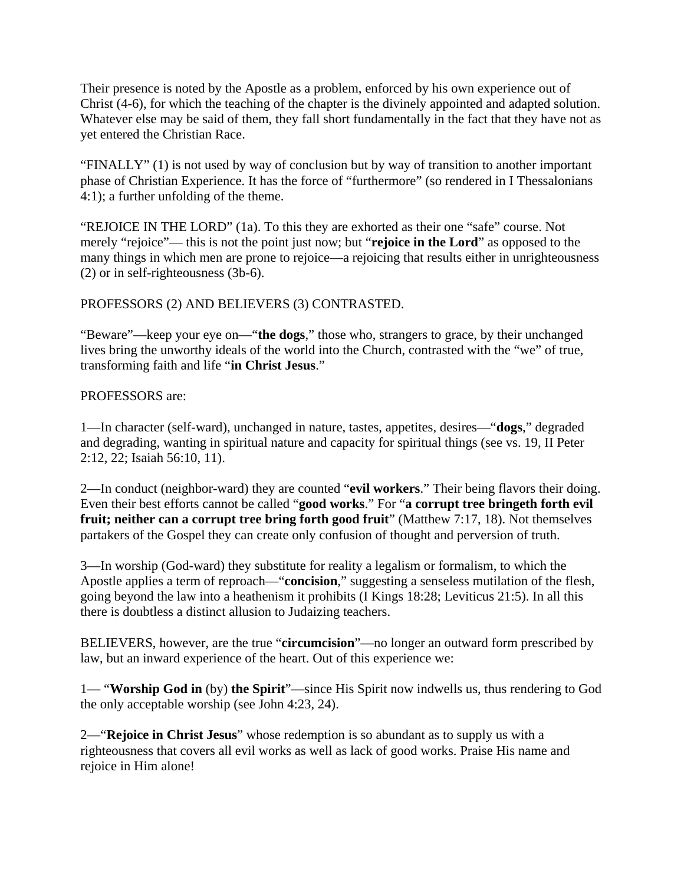Their presence is noted by the Apostle as a problem, enforced by his own experience out of Christ (4-6), for which the teaching of the chapter is the divinely appointed and adapted solution. Whatever else may be said of them, they fall short fundamentally in the fact that they have not as yet entered the Christian Race.

"FINALLY" (1) is not used by way of conclusion but by way of transition to another important phase of Christian Experience. It has the force of "furthermore" (so rendered in I Thessalonians 4:1); a further unfolding of the theme.

"REJOICE IN THE LORD" (1a). To this they are exhorted as their one "safe" course. Not merely "rejoice"— this is not the point just now; but "**rejoice in the Lord**" as opposed to the many things in which men are prone to rejoice—a rejoicing that results either in unrighteousness (2) or in self-righteousness (3b-6).

PROFESSORS (2) AND BELIEVERS (3) CONTRASTED.

"Beware"—keep your eye on—"**the dogs**," those who, strangers to grace, by their unchanged lives bring the unworthy ideals of the world into the Church, contrasted with the "we" of true, transforming faith and life "**in Christ Jesus**."

PROFESSORS are:

1—In character (self-ward), unchanged in nature, tastes, appetites, desires—"**dogs**," degraded and degrading, wanting in spiritual nature and capacity for spiritual things (see vs. 19, II Peter 2:12, 22; Isaiah 56:10, 11).

2—In conduct (neighbor-ward) they are counted "**evil workers**." Their being flavors their doing. Even their best efforts cannot be called "**good works**." For "**a corrupt tree bringeth forth evil fruit; neither can a corrupt tree bring forth good fruit**" (Matthew 7:17, 18). Not themselves partakers of the Gospel they can create only confusion of thought and perversion of truth.

3—In worship (God-ward) they substitute for reality a legalism or formalism, to which the Apostle applies a term of reproach—"**concision**," suggesting a senseless mutilation of the flesh, going beyond the law into a heathenism it prohibits (I Kings 18:28; Leviticus 21:5). In all this there is doubtless a distinct allusion to Judaizing teachers.

BELIEVERS, however, are the true "**circumcision**"—no longer an outward form prescribed by law, but an inward experience of the heart. Out of this experience we:

1— "**Worship God in** (by) **the Spirit**"—since His Spirit now indwells us, thus rendering to God the only acceptable worship (see John 4:23, 24).

2—"**Rejoice in Christ Jesus**" whose redemption is so abundant as to supply us with a righteousness that covers all evil works as well as lack of good works. Praise His name and rejoice in Him alone!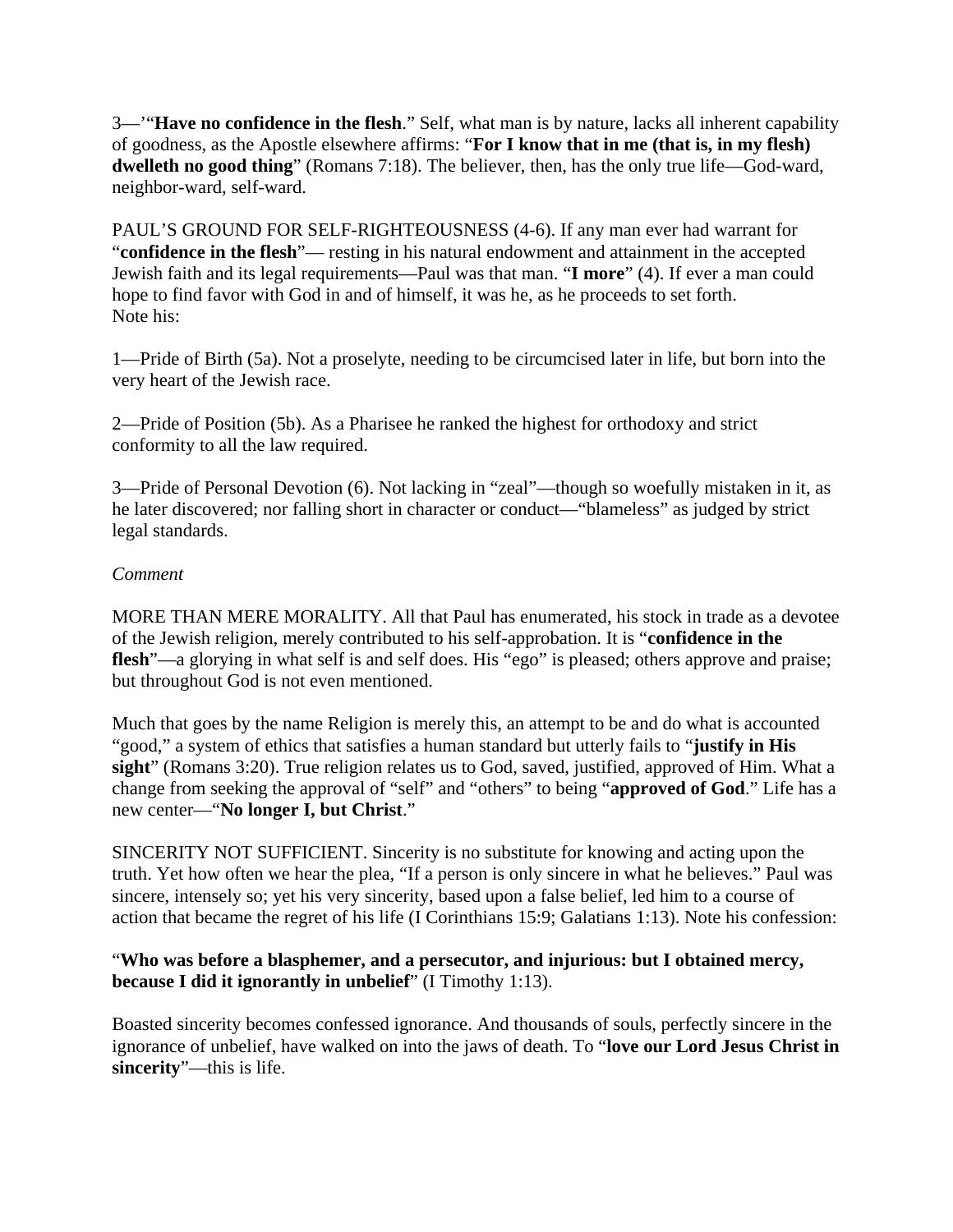3—'"**Have no confidence in the flesh**." Self, what man is by nature, lacks all inherent capability of goodness, as the Apostle elsewhere affirms: "**For I know that in me (that is, in my flesh) dwelleth no good thing**" (Romans 7:18). The believer, then, has the only true life—God-ward, neighbor-ward, self-ward.

PAUL'S GROUND FOR SELF-RIGHTEOUSNESS (4-6). If any man ever had warrant for "**confidence in the flesh**"— resting in his natural endowment and attainment in the accepted Jewish faith and its legal requirements—Paul was that man. "**I more**" (4). If ever a man could hope to find favor with God in and of himself, it was he, as he proceeds to set forth.
Note his:

1—Pride of Birth (5a). Not a proselyte, needing to be circumcised later in life, but born into the very heart of the Jewish race.

2—Pride of Position (5b). As a Pharisee he ranked the highest for orthodoxy and strict conformity to all the law required.

3—Pride of Personal Devotion (6). Not lacking in "zeal"—though so woefully mistaken in it, as he later discovered; nor falling short in character or conduct—"blameless" as judged by strict legal standards.

*Comment*

MORE THAN MERE MORALITY. All that Paul has enumerated, his stock in trade as a devotee of the Jewish religion, merely contributed to his self-approbation. It is "**confidence in the flesh**"—a glorying in what self is and self does. His "ego" is pleased; others approve and praise; but throughout God is not even mentioned.

Much that goes by the name Religion is merely this, an attempt to be and do what is accounted "good," a system of ethics that satisfies a human standard but utterly fails to "**justify in His sight**" (Romans 3:20). True religion relates us to God, saved, justified, approved of Him. What a change from seeking the approval of "self" and "others" to being "**approved of God**." Life has a new center—"**No longer I, but Christ**."

SINCERITY NOT SUFFICIENT. Sincerity is no substitute for knowing and acting upon the truth. Yet how often we hear the plea, "If a person is only sincere in what he believes." Paul was sincere, intensely so; yet his very sincerity, based upon a false belief, led him to a course of action that became the regret of his life (I Corinthians 15:9; Galatians 1:13). Note his confession:

"**Who was before a blasphemer, and a persecutor, and injurious: but I obtained mercy, because I did it ignorantly in unbelief**" (I Timothy 1:13).

Boasted sincerity becomes confessed ignorance. And thousands of souls, perfectly sincere in the ignorance of unbelief, have walked on into the jaws of death. To "**love our Lord Jesus Christ in sincerity**"—this is life.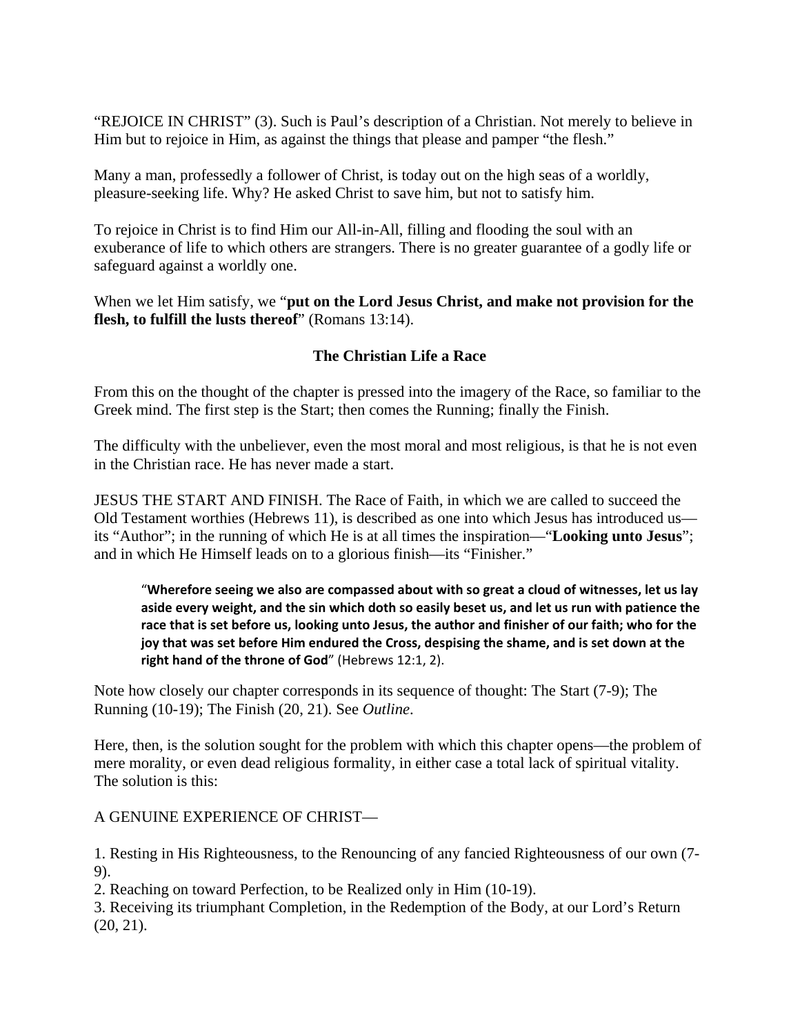“REJOICE IN CHRIST” (3). Such is Paul’s description of a Christian. Not merely to believe in Him but to rejoice in Him, as against the things that please and pamper “the flesh.”

Many a man, professedly a follower of Christ, is today out on the high seas of a worldly, pleasure-seeking life. Why? He asked Christ to save him, but not to satisfy him.

To rejoice in Christ is to find Him our All-in-All, filling and flooding the soul with an exuberance of life to which others are strangers. There is no greater guarantee of a godly life or safeguard against a worldly one.

When we let Him satisfy, we “**put on the Lord Jesus Christ, and make not provision for the flesh, to fulfill the lusts thereof**” (Romans 13:14).

### The Christian Life a Race

From this on the thought of the chapter is pressed into the imagery of the Race, so familiar to the Greek mind. The first step is the Start; then comes the Running; finally the Finish.

The difficulty with the unbeliever, even the most moral and most religious, is that he is not even in the Christian race. He has never made a start.

JESUS THE START AND FINISH. The Race of Faith, in which we are called to succeed the Old Testament worthies (Hebrews 11), is described as one into which Jesus has introduced us—its “Author”; in the running of which He is at all times the inspiration—“**Looking unto Jesus**”; and in which He Himself leads on to a glorious finish—its “Finisher.”

> “**Wherefore seeing we also are compassed about with so great a cloud of witnesses, let us lay aside every weight, and the sin which doth so easily beset us, and let us run with patience the race that is set before us, looking unto Jesus, the author and finisher of our faith; who for the joy that was set before Him endured the Cross, despising the shame, and is set down at the right hand of the throne of God**” (Hebrews 12:1, 2).

Note how closely our chapter corresponds in its sequence of thought: The Start (7-9); The Running (10-19); The Finish (20, 21). See *Outline*.

Here, then, is the solution sought for the problem with which this chapter opens—the problem of mere morality, or even dead religious formality, in either case a total lack of spiritual vitality. The solution is this:

A GENUINE EXPERIENCE OF CHRIST—

1. Resting in His Righteousness, to the Renouncing of any fancied Righteousness of our own (7-9).
2. Reaching on toward Perfection, to be Realized only in Him (10-19).
3. Receiving its triumphant Completion, in the Redemption of the Body, at our Lord’s Return (20, 21).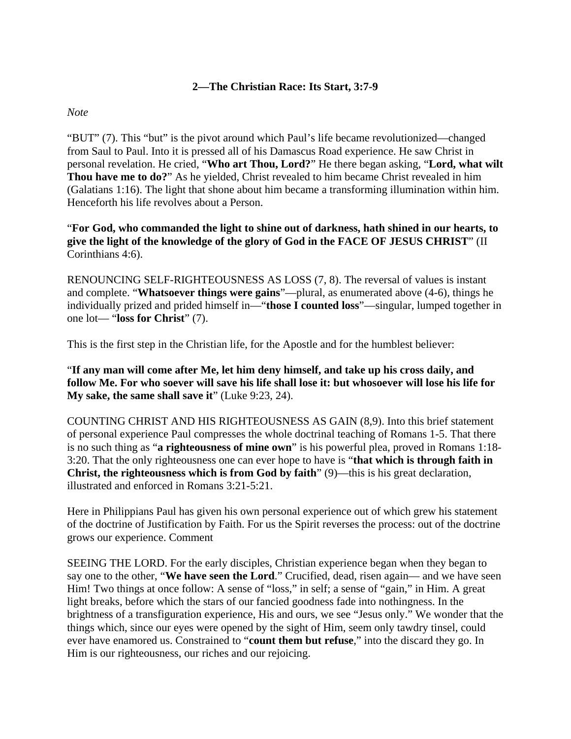### 2—The Christian Race: Its Start, 3:7-9

*Note*

“BUT” (7). This “but” is the pivot around which Paul’s life became revolutionized—changed from Saul to Paul. Into it is pressed all of his Damascus Road experience. He saw Christ in personal revelation. He cried, “**Who art Thou, Lord?**” He there began asking, “**Lord, what wilt Thou have me to do?**” As he yielded, Christ revealed to him became Christ revealed in him (Galatians 1:16). The light that shone about him became a transforming illumination within him. Henceforth his life revolves about a Person.

“**For God, who commanded the light to shine out of darkness, hath shined in our hearts, to give the light of the knowledge of the glory of God in the FACE OF JESUS CHRIST**” (II Corinthians 4:6).

RENOUNCING SELF-RIGHTEOUSNESS AS LOSS (7, 8). The reversal of values is instant and complete. “**Whatsoever things were gains**”—plural, as enumerated above (4-6), things he individually prized and prided himself in—“**those I counted loss**”—singular, lumped together in one lot— “**loss for Christ**” (7).

This is the first step in the Christian life, for the Apostle and for the humblest believer:

“**If any man will come after Me, let him deny himself, and take up his cross daily, and follow Me. For who soever will save his life shall lose it: but whosoever will lose his life for My sake, the same shall save it**” (Luke 9:23, 24).

COUNTING CHRIST AND HIS RIGHTEOUSNESS AS GAIN (8,9). Into this brief statement of personal experience Paul compresses the whole doctrinal teaching of Romans 1-5. That there is no such thing as “**a righteousness of mine own**” is his powerful plea, proved in Romans 1:18-3:20. That the only righteousness one can ever hope to have is “**that which is through faith in Christ, the righteousness which is from God by faith**” (9)—this is his great declaration, illustrated and enforced in Romans 3:21-5:21.

Here in Philippians Paul has given his own personal experience out of which grew his statement of the doctrine of Justification by Faith. For us the Spirit reverses the process: out of the doctrine grows our experience. Comment

SEEING THE LORD. For the early disciples, Christian experience began when they began to say one to the other, “**We have seen the Lord**.” Crucified, dead, risen again— and we have seen Him! Two things at once follow: A sense of “loss,” in self; a sense of “gain,” in Him. A great light breaks, before which the stars of our fancied goodness fade into nothingness. In the brightness of a transfiguration experience, His and ours, we see “Jesus only.” We wonder that the things which, since our eyes were opened by the sight of Him, seem only tawdry tinsel, could ever have enamored us. Constrained to “**count them but refuse**,” into the discard they go. In Him is our righteousness, our riches and our rejoicing.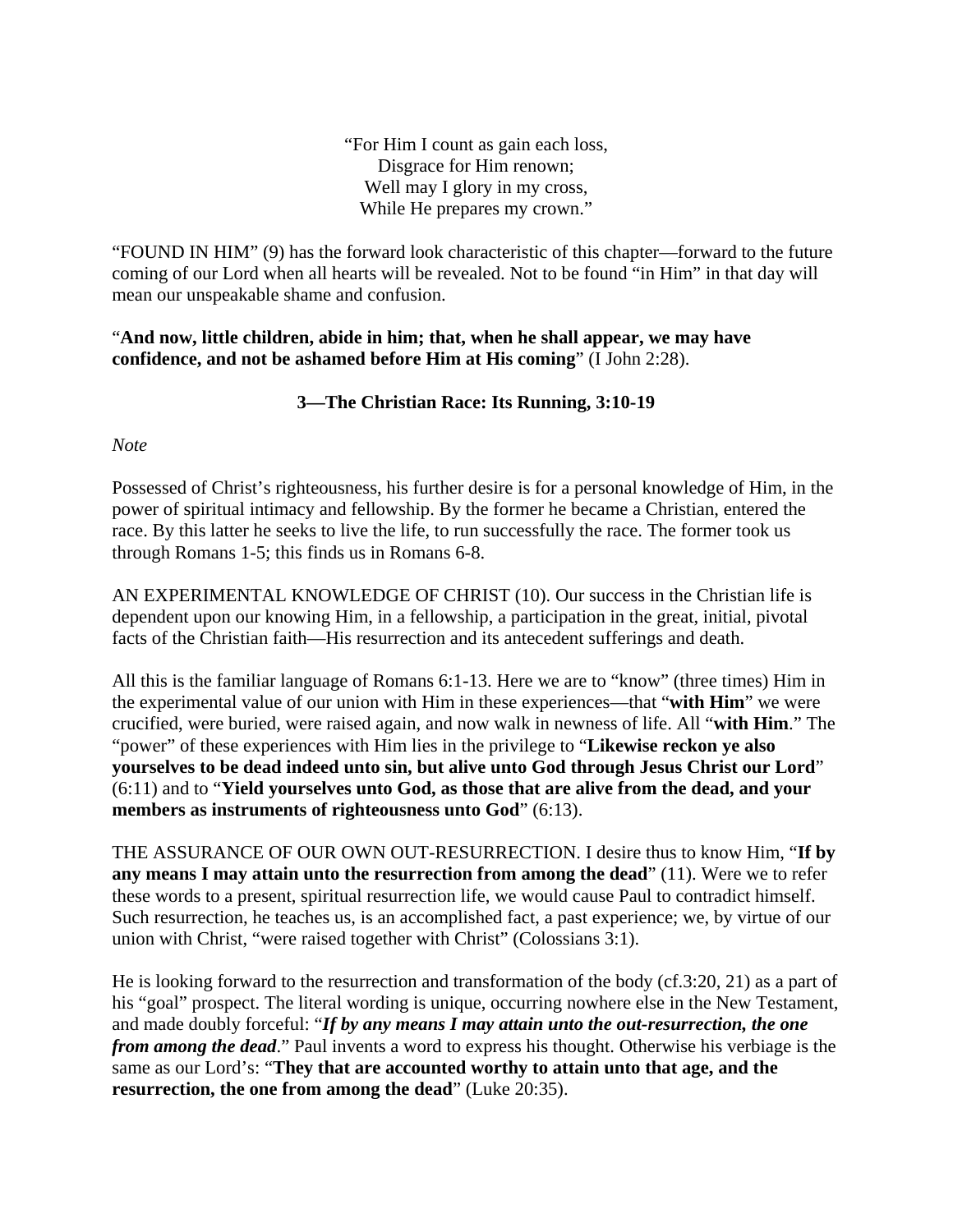"For Him I count as gain each loss,  
Disgrace for Him renown;  
Well may I glory in my cross,  
While He prepares my crown."

"FOUND IN HIM" (9) has the forward look characteristic of this chapter—forward to the future coming of our Lord when all hearts will be revealed. Not to be found "in Him" in that day will mean our unspeakable shame and confusion.

"**And now, little children, abide in him; that, when he shall appear, we may have confidence, and not be ashamed before Him at His coming**" (I John 2:28).

### 3—The Christian Race: Its Running, 3:10-19

*Note*

Possessed of Christ's righteousness, his further desire is for a personal knowledge of Him, in the power of spiritual intimacy and fellowship. By the former he became a Christian, entered the race. By this latter he seeks to live the life, to run successfully the race. The former took us through Romans 1-5; this finds us in Romans 6-8.

AN EXPERIMENTAL KNOWLEDGE OF CHRIST (10). Our success in the Christian life is dependent upon our knowing Him, in a fellowship, a participation in the great, initial, pivotal facts of the Christian faith—His resurrection and its antecedent sufferings and death.

All this is the familiar language of Romans 6:1-13. Here we are to "know" (three times) Him in the experimental value of our union with Him in these experiences—that "**with Him**" we were crucified, were buried, were raised again, and now walk in newness of life. All "**with Him**." The "power" of these experiences with Him lies in the privilege to "**Likewise reckon ye also yourselves to be dead indeed unto sin, but alive unto God through Jesus Christ our Lord**" (6:11) and to "**Yield yourselves unto God, as those that are alive from the dead, and your members as instruments of righteousness unto God**" (6:13).

THE ASSURANCE OF OUR OWN OUT-RESURRECTION. I desire thus to know Him, "**If by any means I may attain unto the resurrection from among the dead**" (11). Were we to refer these words to a present, spiritual resurrection life, we would cause Paul to contradict himself. Such resurrection, he teaches us, is an accomplished fact, a past experience; we, by virtue of our union with Christ, "were raised together with Christ" (Colossians 3:1).

He is looking forward to the resurrection and transformation of the body (cf.3:20, 21) as a part of his "goal" prospect. The literal wording is unique, occurring nowhere else in the New Testament, and made doubly forceful: "***If by any means I may attain unto the out-resurrection, the one from among the dead***." Paul invents a word to express his thought. Otherwise his verbiage is the same as our Lord's: "**They that are accounted worthy to attain unto that age, and the resurrection, the one from among the dead**" (Luke 20:35).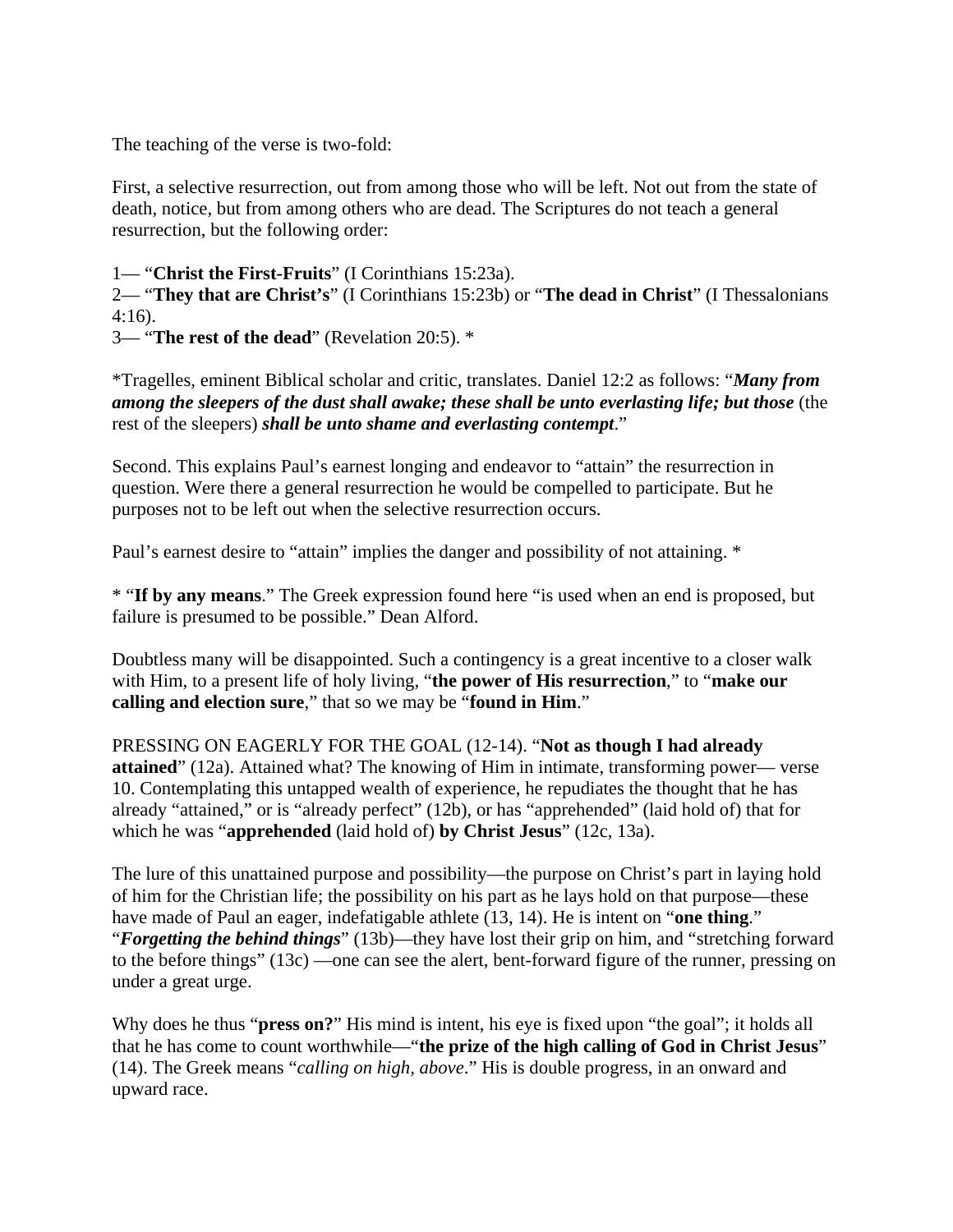The teaching of the verse is two-fold:

First, a selective resurrection, out from among those who will be left. Not out from the state of death, notice, but from among others who are dead. The Scriptures do not teach a general resurrection, but the following order:

1— "**Christ the First-Fruits**" (I Corinthians 15:23a).
2— "**They that are Christ's**" (I Corinthians 15:23b) or "**The dead in Christ**" (I Thessalonians 4:16).
3— "**The rest of the dead**" (Revelation 20:5). *

*Tragelles, eminent Biblical scholar and critic, translates. Daniel 12:2 as follows: "***Many from among the sleepers of the dust shall awake; these shall be unto everlasting life; but those*** (the rest of the sleepers) ***shall be unto shame and everlasting contempt***."

Second. This explains Paul's earnest longing and endeavor to "attain" the resurrection in question. Were there a general resurrection he would be compelled to participate. But he purposes not to be left out when the selective resurrection occurs.

Paul's earnest desire to "attain" implies the danger and possibility of not attaining. *

* "**If by any means**." The Greek expression found here "is used when an end is proposed, but failure is presumed to be possible." Dean Alford.

Doubtless many will be disappointed. Such a contingency is a great incentive to a closer walk with Him, to a present life of holy living, "**the power of His resurrection**," to "**make our calling and election sure**," that so we may be "**found in Him**."

PRESSING ON EAGERLY FOR THE GOAL (12-14). "**Not as though I had already attained**" (12a). Attained what? The knowing of Him in intimate, transforming power— verse 10. Contemplating this untapped wealth of experience, he repudiates the thought that he has already "attained," or is "already perfect" (12b), or has "apprehended" (laid hold of) that for which he was "**apprehended** (laid hold of) **by Christ Jesus**" (12c, 13a).

The lure of this unattained purpose and possibility—the purpose on Christ's part in laying hold of him for the Christian life; the possibility on his part as he lays hold on that purpose—these have made of Paul an eager, indefatigable athlete (13, 14). He is intent on "**one thing**." "***Forgetting the behind things***" (13b)—they have lost their grip on him, and "stretching forward to the before things" (13c) —one can see the alert, bent-forward figure of the runner, pressing on under a great urge.

Why does he thus "**press on?**" His mind is intent, his eye is fixed upon "the goal"; it holds all that he has come to count worthwhile—"**the prize of the high calling of God in Christ Jesus**" (14). The Greek means "*calling on high, above*." His is double progress, in an onward and upward race.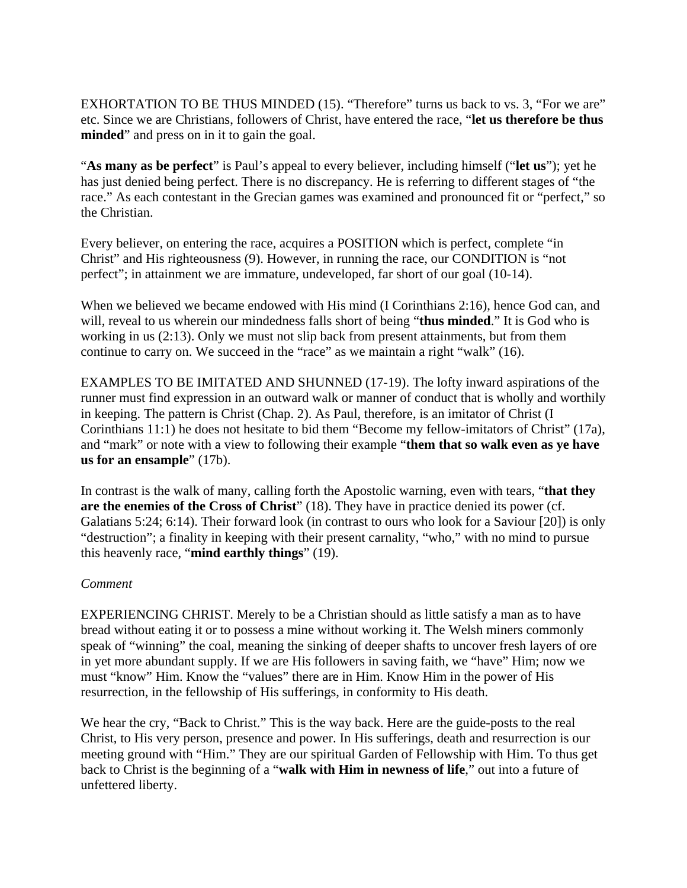EXHORTATION TO BE THUS MINDED (15). “Therefore” turns us back to vs. 3, “For we are” etc. Since we are Christians, followers of Christ, have entered the race, “**let us therefore be thus minded**” and press on in it to gain the goal.

“**As many as be perfect**” is Paul’s appeal to every believer, including himself (“**let us**”); yet he has just denied being perfect. There is no discrepancy. He is referring to different stages of “the race.” As each contestant in the Grecian games was examined and pronounced fit or “perfect,” so the Christian.

Every believer, on entering the race, acquires a POSITION which is perfect, complete “in Christ” and His righteousness (9). However, in running the race, our CONDITION is “not perfect”; in attainment we are immature, undeveloped, far short of our goal (10-14).

When we believed we became endowed with His mind (I Corinthians 2:16), hence God can, and will, reveal to us wherein our mindedness falls short of being “**thus minded**.” It is God who is working in us (2:13). Only we must not slip back from present attainments, but from them continue to carry on. We succeed in the “race” as we maintain a right “walk” (16).

EXAMPLES TO BE IMITATED AND SHUNNED (17-19). The lofty inward aspirations of the runner must find expression in an outward walk or manner of conduct that is wholly and worthily in keeping. The pattern is Christ (Chap. 2). As Paul, therefore, is an imitator of Christ (I Corinthians 11:1) he does not hesitate to bid them “Become my fellow-imitators of Christ” (17a), and “mark” or note with a view to following their example “**them that so walk even as ye have us for an ensample**” (17b).

In contrast is the walk of many, calling forth the Apostolic warning, even with tears, “**that they are the enemies of the Cross of Christ**” (18). They have in practice denied its power (cf. Galatians 5:24; 6:14). Their forward look (in contrast to ours who look for a Saviour [20]) is only “destruction”; a finality in keeping with their present carnality, “who,” with no mind to pursue this heavenly race, “**mind earthly things**” (19).

*Comment*

EXPERIENCING CHRIST. Merely to be a Christian should as little satisfy a man as to have bread without eating it or to possess a mine without working it. The Welsh miners commonly speak of “winning” the coal, meaning the sinking of deeper shafts to uncover fresh layers of ore in yet more abundant supply. If we are His followers in saving faith, we “have” Him; now we must “know” Him. Know the “values” there are in Him. Know Him in the power of His resurrection, in the fellowship of His sufferings, in conformity to His death.

We hear the cry, “Back to Christ.” This is the way back. Here are the guide-posts to the real Christ, to His very person, presence and power. In His sufferings, death and resurrection is our meeting ground with “Him.” They are our spiritual Garden of Fellowship with Him. To thus get back to Christ is the beginning of a “**walk with Him in newness of life**,” out into a future of unfettered liberty.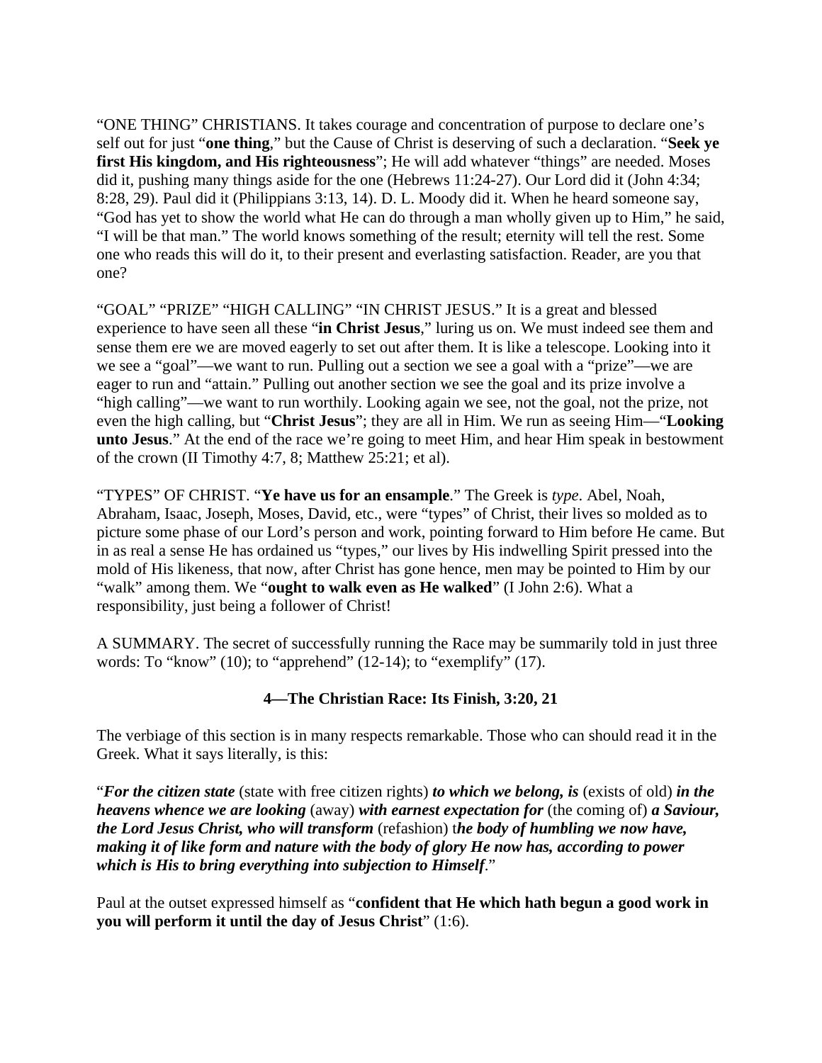“ONE THING” CHRISTIANS. It takes courage and concentration of purpose to declare one’s self out for just “**one thing**,” but the Cause of Christ is deserving of such a declaration. “**Seek ye first His kingdom, and His righteousness**”; He will add whatever “things” are needed. Moses did it, pushing many things aside for the one (Hebrews 11:24-27). Our Lord did it (John 4:34; 8:28, 29). Paul did it (Philippians 3:13, 14). D. L. Moody did it. When he heard someone say, “God has yet to show the world what He can do through a man wholly given up to Him,” he said, “I will be that man.” The world knows something of the result; eternity will tell the rest. Some one who reads this will do it, to their present and everlasting satisfaction. Reader, are you that one?

“GOAL” “PRIZE” “HIGH CALLING” “IN CHRIST JESUS.” It is a great and blessed experience to have seen all these “**in Christ Jesus**,” luring us on. We must indeed see them and sense them ere we are moved eagerly to set out after them. It is like a telescope. Looking into it we see a “goal”—we want to run. Pulling out a section we see a goal with a “prize”—we are eager to run and “attain.” Pulling out another section we see the goal and its prize involve a “high calling”—we want to run worthily. Looking again we see, not the goal, not the prize, not even the high calling, but “**Christ Jesus**”; they are all in Him. We run as seeing Him—“**Looking unto Jesus**.” At the end of the race we’re going to meet Him, and hear Him speak in bestowment of the crown (II Timothy 4:7, 8; Matthew 25:21; et al).

“TYPES” OF CHRIST. “**Ye have us for an ensample**.” The Greek is *type*. Abel, Noah, Abraham, Isaac, Joseph, Moses, David, etc., were “types” of Christ, their lives so molded as to picture some phase of our Lord’s person and work, pointing forward to Him before He came. But in as real a sense He has ordained us “types,” our lives by His indwelling Spirit pressed into the mold of His likeness, that now, after Christ has gone hence, men may be pointed to Him by our “walk” among them. We “**ought to walk even as He walked**” (I John 2:6). What a responsibility, just being a follower of Christ!

A SUMMARY. The secret of successfully running the Race may be summarily told in just three words: To “know” (10); to “apprehend” (12-14); to “exemplify” (17).

### 4—The Christian Race: Its Finish, 3:20, 21

The verbiage of this section is in many respects remarkable. Those who can should read it in the Greek. What it says literally, is this:

“***For the citizen state*** (state with free citizen rights) ***to which we belong, is*** (exists of old) ***in the heavens whence we are looking*** (away) ***with earnest expectation for*** (the coming of) ***a Saviour, the Lord Jesus Christ, who will transform*** (refashion) ***the body of humbling we now have, making it of like form and nature with the body of glory He now has, according to power which is His to bring everything into subjection to Himself***.”

Paul at the outset expressed himself as “**confident that He which hath begun a good work in you will perform it until the day of Jesus Christ**” (1:6).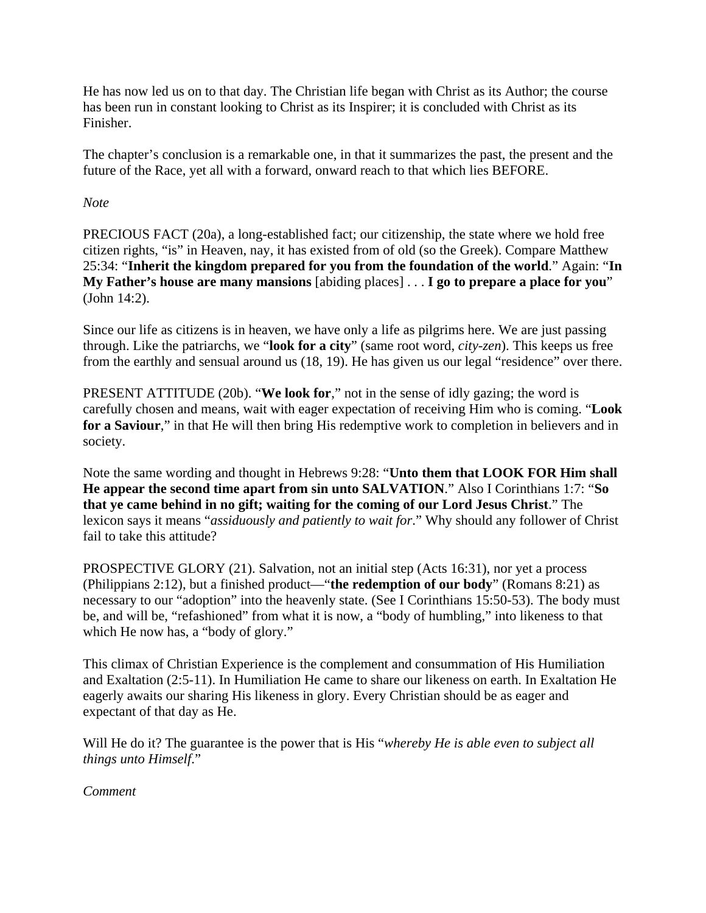He has now led us on to that day. The Christian life began with Christ as its Author; the course has been run in constant looking to Christ as its Inspirer; it is concluded with Christ as its Finisher.

The chapter's conclusion is a remarkable one, in that it summarizes the past, the present and the future of the Race, yet all with a forward, onward reach to that which lies BEFORE.

*Note*

PRECIOUS FACT (20a), a long-established fact; our citizenship, the state where we hold free citizen rights, "is" in Heaven, nay, it has existed from of old (so the Greek). Compare Matthew 25:34: "**Inherit the kingdom prepared for you from the foundation of the world**." Again: "**In My Father's house are many mansions** [abiding places] . . . **I go to prepare a place for you**" (John 14:2).

Since our life as citizens is in heaven, we have only a life as pilgrims here. We are just passing through. Like the patriarchs, we "**look for a city**" (same root word, *city-zen*). This keeps us free from the earthly and sensual around us (18, 19). He has given us our legal "residence" over there.

PRESENT ATTITUDE (20b). "**We look for**," not in the sense of idly gazing; the word is carefully chosen and means, wait with eager expectation of receiving Him who is coming. "**Look for a Saviour**," in that He will then bring His redemptive work to completion in believers and in society.

Note the same wording and thought in Hebrews 9:28: "**Unto them that LOOK FOR Him shall He appear the second time apart from sin unto SALVATION**." Also I Corinthians 1:7: "**So that ye came behind in no gift; waiting for the coming of our Lord Jesus Christ**." The lexicon says it means "*assiduously and patiently to wait for*." Why should any follower of Christ fail to take this attitude?

PROSPECTIVE GLORY (21). Salvation, not an initial step (Acts 16:31), nor yet a process (Philippians 2:12), but a finished product—"**the redemption of our body**" (Romans 8:21) as necessary to our "adoption" into the heavenly state. (See I Corinthians 15:50-53). The body must be, and will be, "refashioned" from what it is now, a "body of humbling," into likeness to that which He now has, a "body of glory."

This climax of Christian Experience is the complement and consummation of His Humiliation and Exaltation (2:5-11). In Humiliation He came to share our likeness on earth. In Exaltation He eagerly awaits our sharing His likeness in glory. Every Christian should be as eager and expectant of that day as He.

Will He do it? The guarantee is the power that is His "*whereby He is able even to subject all things unto Himself*."

*Comment*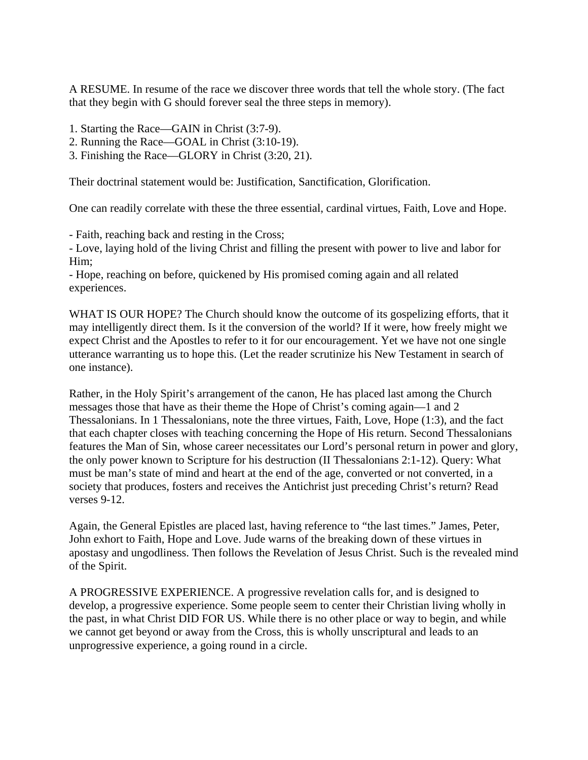A RESUME. In resume of the race we discover three words that tell the whole story. (The fact that they begin with G should forever seal the three steps in memory).

1. Starting the Race—GAIN in Christ (3:7-9).
2. Running the Race—GOAL in Christ (3:10-19).
3. Finishing the Race—GLORY in Christ (3:20, 21).

Their doctrinal statement would be: Justification, Sanctification, Glorification.

One can readily correlate with these the three essential, cardinal virtues, Faith, Love and Hope.

- Faith, reaching back and resting in the Cross;
- Love, laying hold of the living Christ and filling the present with power to live and labor for Him;
- Hope, reaching on before, quickened by His promised coming again and all related experiences.

WHAT IS OUR HOPE? The Church should know the outcome of its gospelizing efforts, that it may intelligently direct them. Is it the conversion of the world? If it were, how freely might we expect Christ and the Apostles to refer to it for our encouragement. Yet we have not one single utterance warranting us to hope this. (Let the reader scrutinize his New Testament in search of one instance).

Rather, in the Holy Spirit's arrangement of the canon, He has placed last among the Church messages those that have as their theme the Hope of Christ's coming again—1 and 2 Thessalonians. In 1 Thessalonians, note the three virtues, Faith, Love, Hope (1:3), and the fact that each chapter closes with teaching concerning the Hope of His return. Second Thessalonians features the Man of Sin, whose career necessitates our Lord's personal return in power and glory, the only power known to Scripture for his destruction (II Thessalonians 2:1-12). Query: What must be man's state of mind and heart at the end of the age, converted or not converted, in a society that produces, fosters and receives the Antichrist just preceding Christ's return? Read verses 9-12.

Again, the General Epistles are placed last, having reference to "the last times." James, Peter, John exhort to Faith, Hope and Love. Jude warns of the breaking down of these virtues in apostasy and ungodliness. Then follows the Revelation of Jesus Christ. Such is the revealed mind of the Spirit.

A PROGRESSIVE EXPERIENCE. A progressive revelation calls for, and is designed to develop, a progressive experience. Some people seem to center their Christian living wholly in the past, in what Christ DID FOR US. While there is no other place or way to begin, and while we cannot get beyond or away from the Cross, this is wholly unscriptural and leads to an unprogressive experience, a going round in a circle.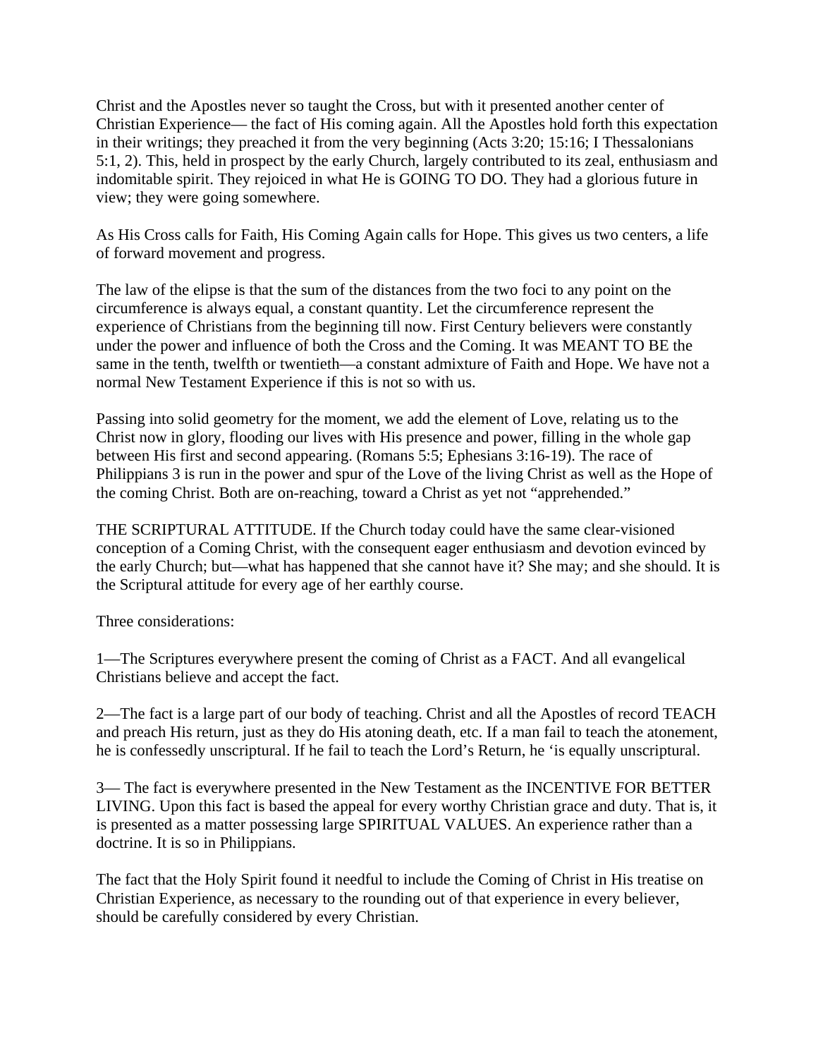Christ and the Apostles never so taught the Cross, but with it presented another center of Christian Experience— the fact of His coming again. All the Apostles hold forth this expectation in their writings; they preached it from the very beginning (Acts 3:20; 15:16; I Thessalonians 5:1, 2). This, held in prospect by the early Church, largely contributed to its zeal, enthusiasm and indomitable spirit. They rejoiced in what He is GOING TO DO. They had a glorious future in view; they were going somewhere.

As His Cross calls for Faith, His Coming Again calls for Hope. This gives us two centers, a life of forward movement and progress.

The law of the elipse is that the sum of the distances from the two foci to any point on the circumference is always equal, a constant quantity. Let the circumference represent the experience of Christians from the beginning till now. First Century believers were constantly under the power and influence of both the Cross and the Coming. It was MEANT TO BE the same in the tenth, twelfth or twentieth—a constant admixture of Faith and Hope. We have not a normal New Testament Experience if this is not so with us.

Passing into solid geometry for the moment, we add the element of Love, relating us to the Christ now in glory, flooding our lives with His presence and power, filling in the whole gap between His first and second appearing. (Romans 5:5; Ephesians 3:16-19). The race of Philippians 3 is run in the power and spur of the Love of the living Christ as well as the Hope of the coming Christ. Both are on-reaching, toward a Christ as yet not "apprehended."

THE SCRIPTURAL ATTITUDE. If the Church today could have the same clear-visioned conception of a Coming Christ, with the consequent eager enthusiasm and devotion evinced by the early Church; but—what has happened that she cannot have it? She may; and she should. It is the Scriptural attitude for every age of her earthly course.

Three considerations:

1—The Scriptures everywhere present the coming of Christ as a FACT. And all evangelical Christians believe and accept the fact.

2—The fact is a large part of our body of teaching. Christ and all the Apostles of record TEACH and preach His return, just as they do His atoning death, etc. If a man fail to teach the atonement, he is confessedly unscriptural. If he fail to teach the Lord's Return, he 'is equally unscriptural.

3— The fact is everywhere presented in the New Testament as the INCENTIVE FOR BETTER LIVING. Upon this fact is based the appeal for every worthy Christian grace and duty. That is, it is presented as a matter possessing large SPIRITUAL VALUES. An experience rather than a doctrine. It is so in Philippians.

The fact that the Holy Spirit found it needful to include the Coming of Christ in His treatise on Christian Experience, as necessary to the rounding out of that experience in every believer, should be carefully considered by every Christian.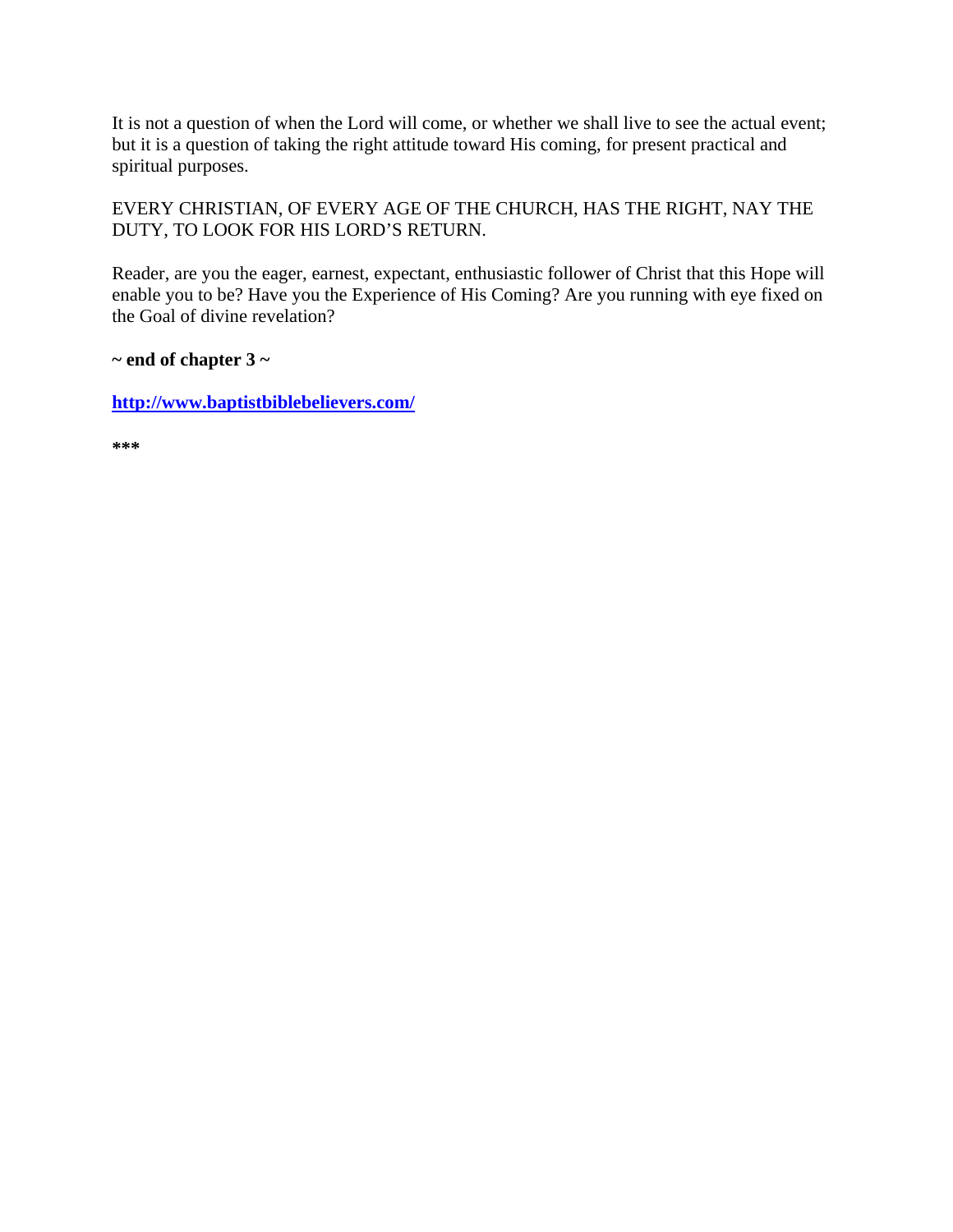It is not a question of when the Lord will come, or whether we shall live to see the actual event; but it is a question of taking the right attitude toward His coming, for present practical and spiritual purposes.

EVERY CHRISTIAN, OF EVERY AGE OF THE CHURCH, HAS THE RIGHT, NAY THE DUTY, TO LOOK FOR HIS LORD'S RETURN.

Reader, are you the eager, earnest, expectant, enthusiastic follower of Christ that this Hope will enable you to be? Have you the Experience of His Coming? Are you running with eye fixed on the Goal of divine revelation?

**~ end of chapter 3 ~**

**http://www.baptistbiblebelievers.com/**

**\*\*\***